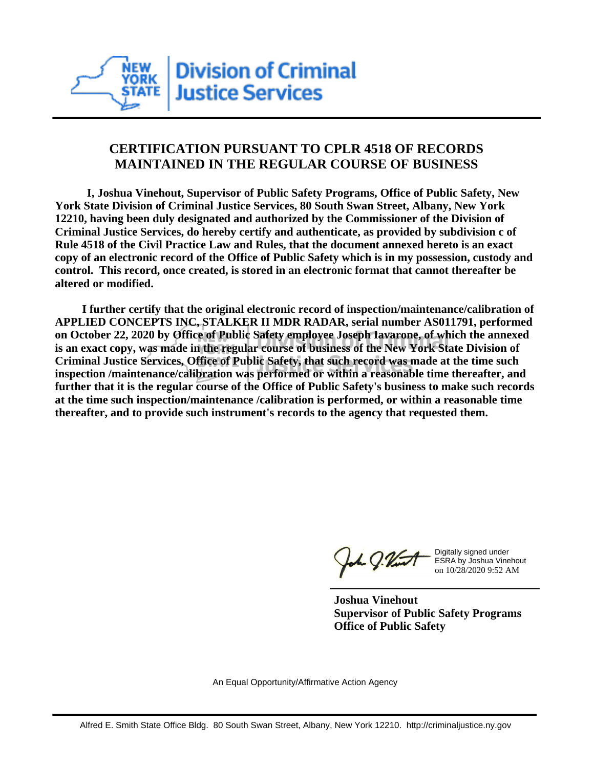New York State Division of Criminal Justice Services

## CERTIFICATION PURSUANT TO CPLR 4518 OF RECORDS MAINTAINED IN THE REGULAR COURSE OF BUSINESS

**I, Joshua Vinehout, Supervisor of Public Safety Programs, Office of Public Safety, New York State Division of Criminal Justice Services, 80 South Swan Street, Albany, New York 12210, having been duly designated and authorized by the Commissioner of the Division of Criminal Justice Services, do hereby certify and authenticate, as provided by subdivision c of Rule 4518 of the Civil Practice Law and Rules, that the document annexed hereto is an exact copy of an electronic record of the Office of Public Safety which is in my possession, custody and control. This record, once created, is stored in an electronic format that cannot thereafter be altered or modified.**

**I further certify that the original electronic record of inspection/maintenance/calibration of APPLIED CONCEPTS INC, STALKER II MDR RADAR, serial number AS011791, performed on October 22, 2020 by Office of Public Safety employee Joseph Iavarone, of which the annexed is an exact copy, was made in the regular course of business of the New York State Division of Criminal Justice Services, Office of Public Safety, that such record was made at the time such inspection /maintenance/calibration was performed or within a reasonable time thereafter, and further that it is the regular course of the Office of Public Safety's business to make such records at the time such inspection/maintenance /calibration is performed, or within a reasonable time thereafter, and to provide such instrument's records to the agency that requested them.**

Digitally signed under ESRA by Joshua Vinehout on 10/28/2020 9:52 AM

**Joshua Vinehout**
**Supervisor of Public Safety Programs**
**Office of Public Safety**

An Equal Opportunity/Affirmative Action Agency

Alfred E. Smith State Office Bldg. 80 South Swan Street, Albany, New York 12210. http://criminaljustice.ny.gov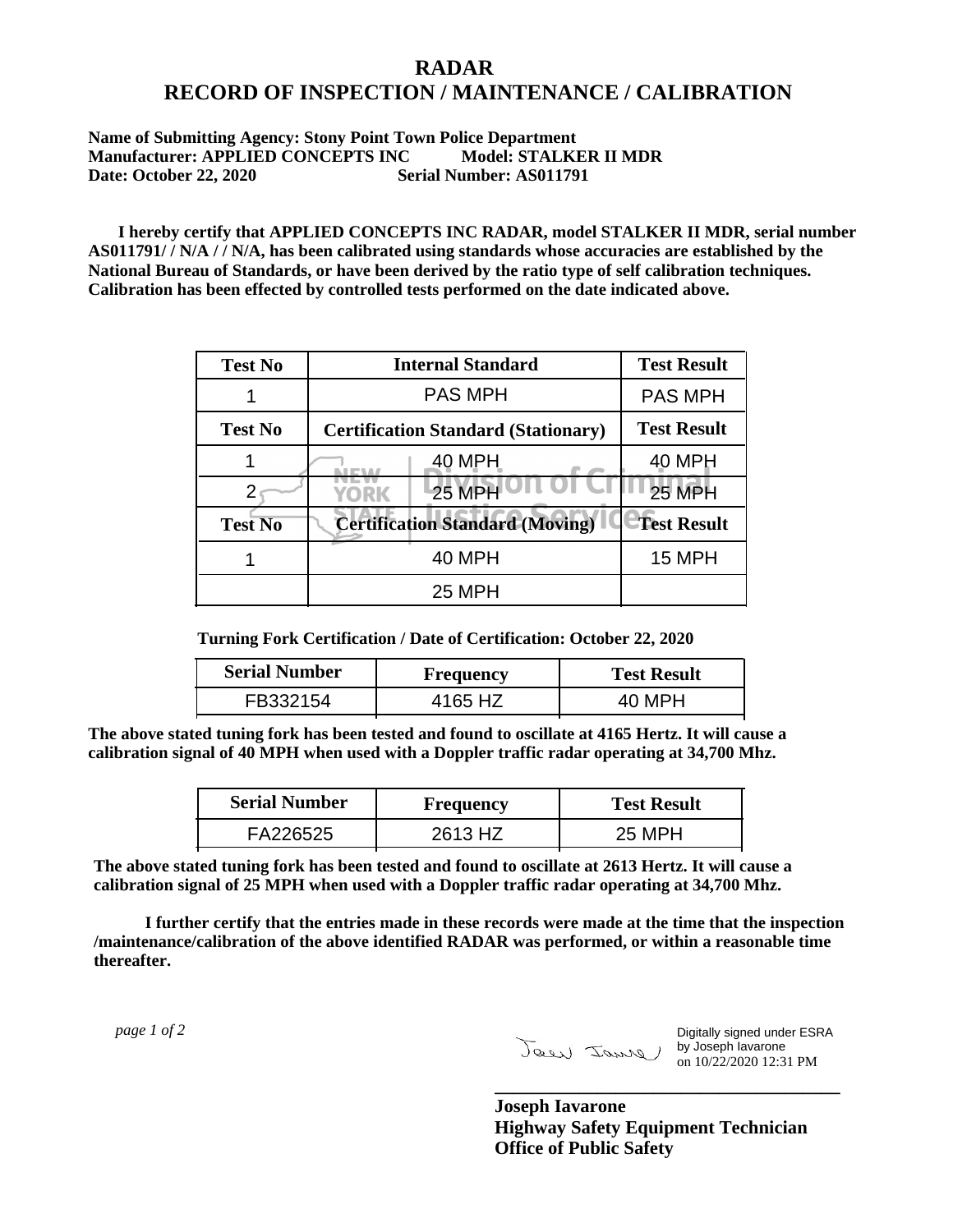# RADAR
# RECORD OF INSPECTION / MAINTENANCE / CALIBRATION

**Name of Submitting Agency: Stony Point Town Police Department**
**Manufacturer: APPLIED CONCEPTS INC Model: STALKER II MDR**
**Date: October 22, 2020 Serial Number: AS011791**

**I hereby certify that APPLIED CONCEPTS INC RADAR, model STALKER II MDR, serial number AS011791/ / N/A / / N/A, has been calibrated using standards whose accuracies are established by the National Bureau of Standards, or have been derived by the ratio type of self calibration techniques. Calibration has been effected by controlled tests performed on the date indicated above.**

| Test No | Internal Standard | Test Result |
|---|---|---|
| 1 | PAS MPH | PAS MPH |
| **Test No** | **Certification Standard (Stationary)** | **Test Result** |
| 1 | 40 MPH | 40 MPH |
| 2 | 25 MPH | 25 MPH |
| **Test No** | **Certification Standard (Moving)** | **Test Result** |
| 1 | 40 MPH | 15 MPH |
| | 25 MPH | |

**Turning Fork Certification / Date of Certification: October 22, 2020**

| Serial Number | Frequency | Test Result |
|---|---|---|
| FB332154 | 4165 HZ | 40 MPH |

**The above stated tuning fork has been tested and found to oscillate at 4165 Hertz. It will cause a calibration signal of 40 MPH when used with a Doppler traffic radar operating at 34,700 Mhz.**

| Serial Number | Frequency | Test Result |
|---|---|---|
| FA226525 | 2613 HZ | 25 MPH |

**The above stated tuning fork has been tested and found to oscillate at 2613 Hertz. It will cause a calibration signal of 25 MPH when used with a Doppler traffic radar operating at 34,700 Mhz.**

**I further certify that the entries made in these records were made at the time that the inspection /maintenance/calibration of the above identified RADAR was performed, or within a reasonable time thereafter.**

Digitally signed under ESRA by Joseph Iavarone on 10/22/2020 12:31 PM

**Joseph Iavarone**
**Highway Safety Equipment Technician**
**Office of Public Safety**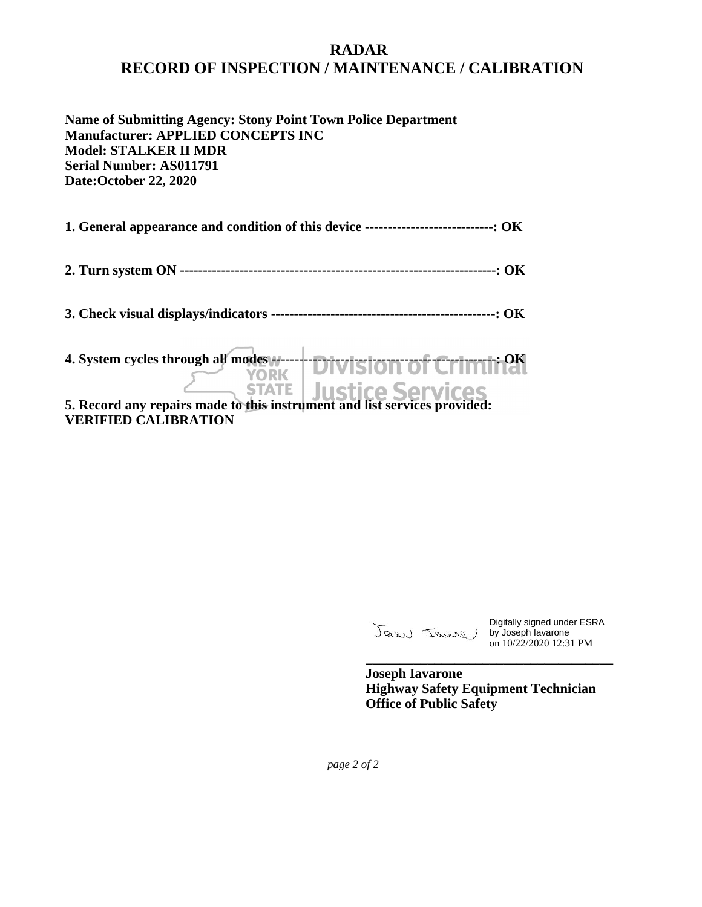# RADAR
# RECORD OF INSPECTION / MAINTENANCE / CALIBRATION

**Name of Submitting Agency: Stony Point Town Police Department**
**Manufacturer: APPLIED CONCEPTS INC**
**Model: STALKER II MDR**
**Serial Number: AS011791**
**Date:October 22, 2020**

**1. General appearance and condition of this device ----------------------------: OK**

**2. Turn system ON -------------------------------------------------------------------: OK**

**3. Check visual displays/indicators -------------------------------------------------: OK**

**4. System cycles through all modes ---------------------------------------------------: OK**

**5. Record any repairs made to this instrument and list services provided:**
**VERIFIED CALIBRATION**

Digitally signed under ESRA
by Joseph Iavarone
on 10/22/2020 12:31 PM

**Joseph Iavarone**
**Highway Safety Equipment Technician**
**Office of Public Safety**